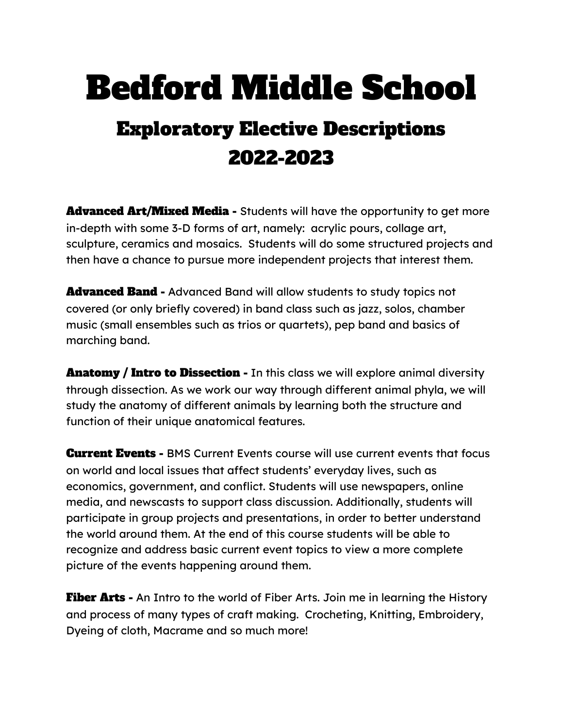# Bedford Middle School

## Exploratory Elective Descriptions 2022-2023

**Advanced Art/Mixed Media -** Students will have the opportunity to get more in-depth with some 3-D forms of art, namely: acrylic pours, collage art, sculpture, ceramics and mosaics. Students will do some structured projects and then have a chance to pursue more independent projects that interest them.

**Advanced Band -** Advanced Band will allow students to study topics not covered (or only briefly covered) in band class such as jazz, solos, chamber music (small ensembles such as trios or quartets), pep band and basics of marching band.

**Anatomy / Intro to Dissection -** In this class we will explore animal diversity through dissection. As we work our way through different animal phyla, we will study the anatomy of different animals by learning both the structure and function of their unique anatomical features.

**Current Events -** BMS Current Events course will use current events that focus on world and local issues that affect students' everyday lives, such as economics, government, and conflict. Students will use newspapers, online media, and newscasts to support class discussion. Additionally, students will participate in group projects and presentations, in order to better understand the world around them. At the end of this course students will be able to recognize and address basic current event topics to view a more complete picture of the events happening around them.

**Fiber Arts -** An Intro to the world of Fiber Arts. Join me in learning the History and process of many types of craft making. Crocheting, Knitting, Embroidery, Dyeing of cloth, Macrame and so much more!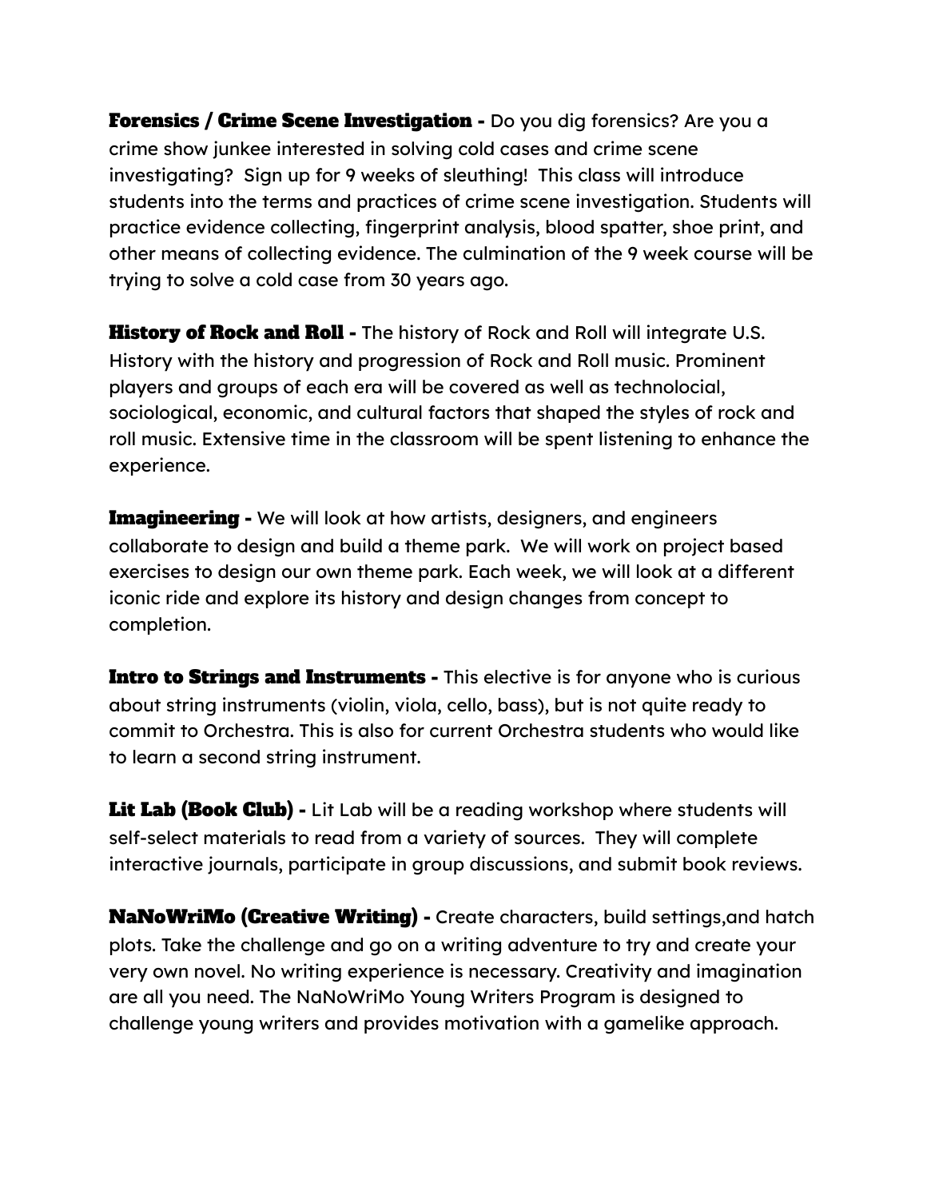**Forensics / Crime Scene Investigation -** Do you dig forensics? Are you a crime show junkee interested in solving cold cases and crime scene investigating? Sign up for 9 weeks of sleuthing! This class will introduce students into the terms and practices of crime scene investigation. Students will practice evidence collecting, fingerprint analysis, blood spatter, shoe print, and other means of collecting evidence. The culmination of the 9 week course will be trying to solve a cold case from 30 years ago.

**History of Rock and Roll -** The history of Rock and Roll will integrate U.S. History with the history and progression of Rock and Roll music. Prominent players and groups of each era will be covered as well as technolocial, sociological, economic, and cultural factors that shaped the styles of rock and roll music. Extensive time in the classroom will be spent listening to enhance the experience.

**Imagineering -** We will look at how artists, designers, and engineers collaborate to design and build a theme park. We will work on project based exercises to design our own theme park. Each week, we will look at a different iconic ride and explore its history and design changes from concept to completion.

**Intro to Strings and Instruments -** This elective is for anyone who is curious about string instruments (violin, viola, cello, bass), but is not quite ready to commit to Orchestra. This is also for current Orchestra students who would like to learn a second string instrument.

**Lit Lab (Book Club) -** Lit Lab will be a reading workshop where students will self-select materials to read from a variety of sources. They will complete interactive journals, participate in group discussions, and submit book reviews.

**NaNoWriMo (Creative Writing) -** Create characters, build settings,and hatch plots. Take the challenge and go on a writing adventure to try and create your very own novel. No writing experience is necessary. Creativity and imagination are all you need. The NaNoWriMo Young Writers Program is designed to challenge young writers and provides motivation with a gamelike approach.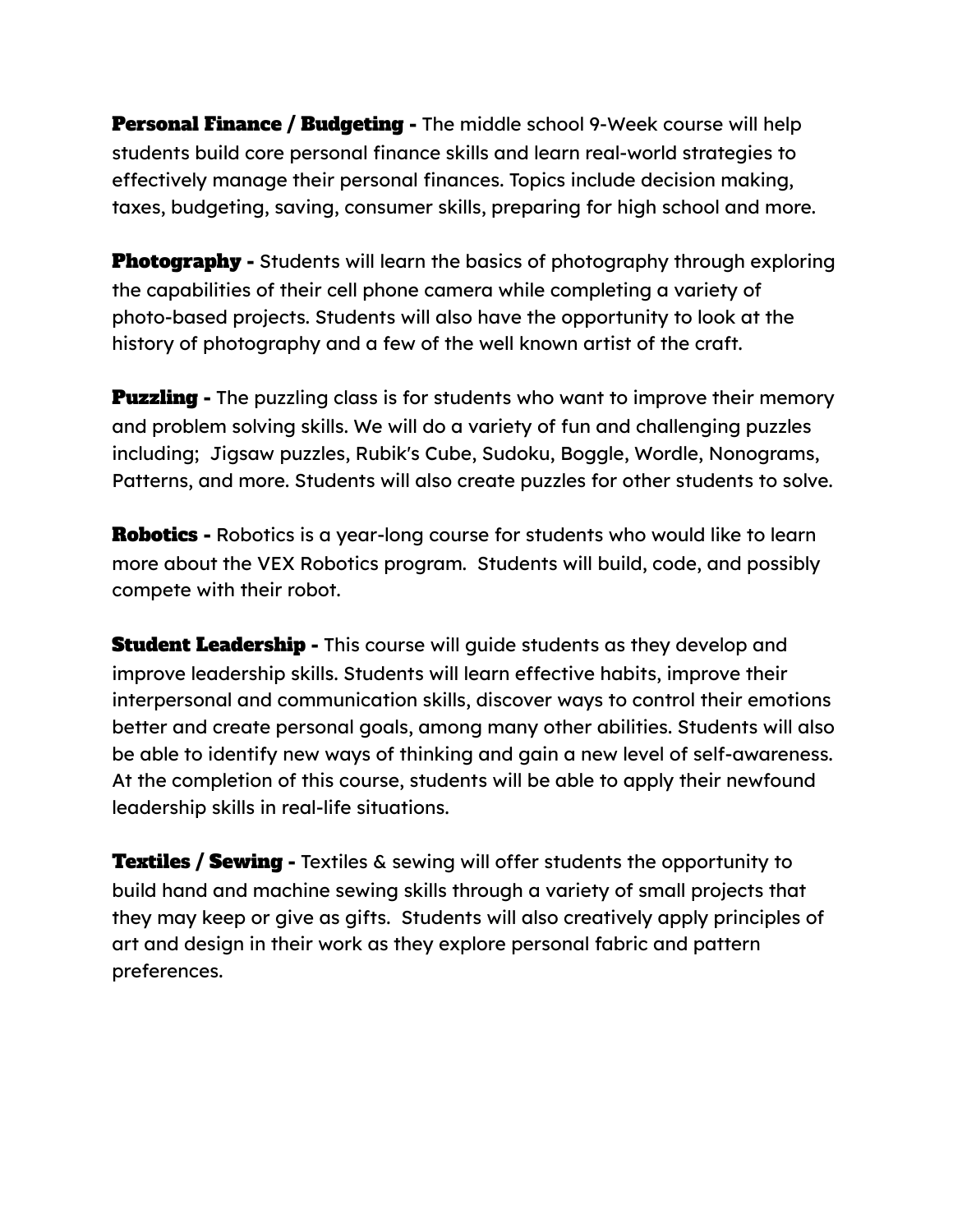**Personal Finance / Budgeting -** The middle school 9-Week course will help students build core personal finance skills and learn real-world strategies to effectively manage their personal finances. Topics include decision making, taxes, budgeting, saving, consumer skills, preparing for high school and more.

**Photography -** Students will learn the basics of photography through exploring the capabilities of their cell phone camera while completing a variety of photo-based projects. Students will also have the opportunity to look at the history of photography and a few of the well known artist of the craft.

**Puzzling -** The puzzling class is for students who want to improve their memory and problem solving skills. We will do a variety of fun and challenging puzzles including; Jigsaw puzzles, Rubik's Cube, Sudoku, Boggle, Wordle, Nonograms, Patterns, and more. Students will also create puzzles for other students to solve.

**Robotics -** Robotics is a year-long course for students who would like to learn more about the VEX Robotics program. Students will build, code, and possibly compete with their robot.

**Student Leadership -** This course will guide students as they develop and improve leadership skills. Students will learn effective habits, improve their interpersonal and communication skills, discover ways to control their emotions better and create personal goals, among many other abilities. Students will also be able to identify new ways of thinking and gain a new level of self-awareness. At the completion of this course, students will be able to apply their newfound leadership skills in real-life situations.

**Textiles / Sewing -** Textiles & sewing will offer students the opportunity to build hand and machine sewing skills through a variety of small projects that they may keep or give as gifts. Students will also creatively apply principles of art and design in their work as they explore personal fabric and pattern preferences.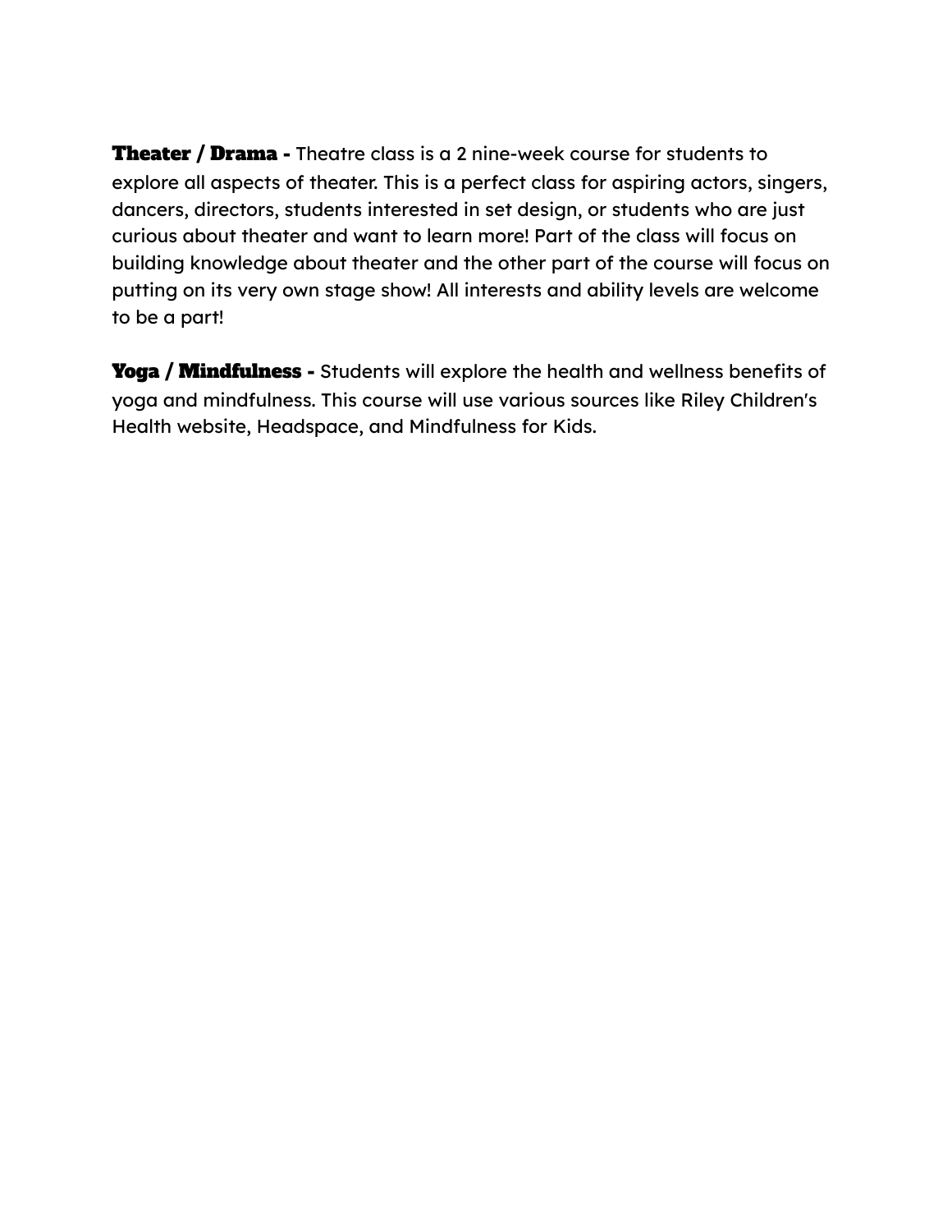**Theater / Drama -** Theatre class is a 2 nine-week course for students to explore all aspects of theater. This is a perfect class for aspiring actors, singers, dancers, directors, students interested in set design, or students who are just curious about theater and want to learn more! Part of the class will focus on building knowledge about theater and the other part of the course will focus on putting on its very own stage show! All interests and ability levels are welcome to be a part!

**Yoga / Mindfulness -** Students will explore the health and wellness benefits of yoga and mindfulness. This course will use various sources like Riley Children's Health website, Headspace, and Mindfulness for Kids.